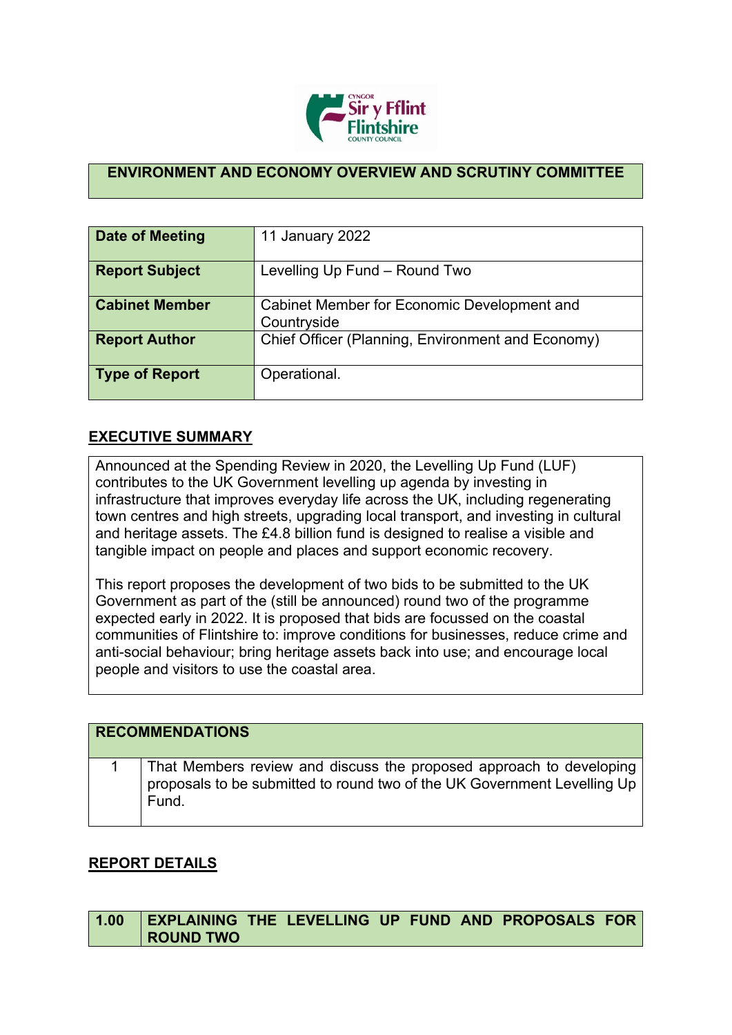## ENVIRONMENT AND ECONOMY OVERVIEW AND SCRUTINY COMMITTEE

| | |
|---|---|
| **Date of Meeting** | 11 January 2022 |
| **Report Subject** | Levelling Up Fund – Round Two |
| **Cabinet Member** | Cabinet Member for Economic Development and Countryside |
| **Report Author** | Chief Officer (Planning, Environment and Economy) |
| **Type of Report** | Operational. |

## EXECUTIVE SUMMARY

Announced at the Spending Review in 2020, the Levelling Up Fund (LUF) contributes to the UK Government levelling up agenda by investing in infrastructure that improves everyday life across the UK, including regenerating town centres and high streets, upgrading local transport, and investing in cultural and heritage assets. The £4.8 billion fund is designed to realise a visible and tangible impact on people and places and support economic recovery.

This report proposes the development of two bids to be submitted to the UK Government as part of the (still be announced) round two of the programme expected early in 2022. It is proposed that bids are focussed on the coastal communities of Flintshire to: improve conditions for businesses, reduce crime and anti-social behaviour; bring heritage assets back into use; and encourage local people and visitors to use the coastal area.

| RECOMMENDATIONS | |
|---|---|
| 1 | That Members review and discuss the proposed approach to developing proposals to be submitted to round two of the UK Government Levelling Up Fund. |

## REPORT DETAILS

| 1.00 | EXPLAINING THE LEVELLING UP FUND AND PROPOSALS FOR ROUND TWO |
|---|---|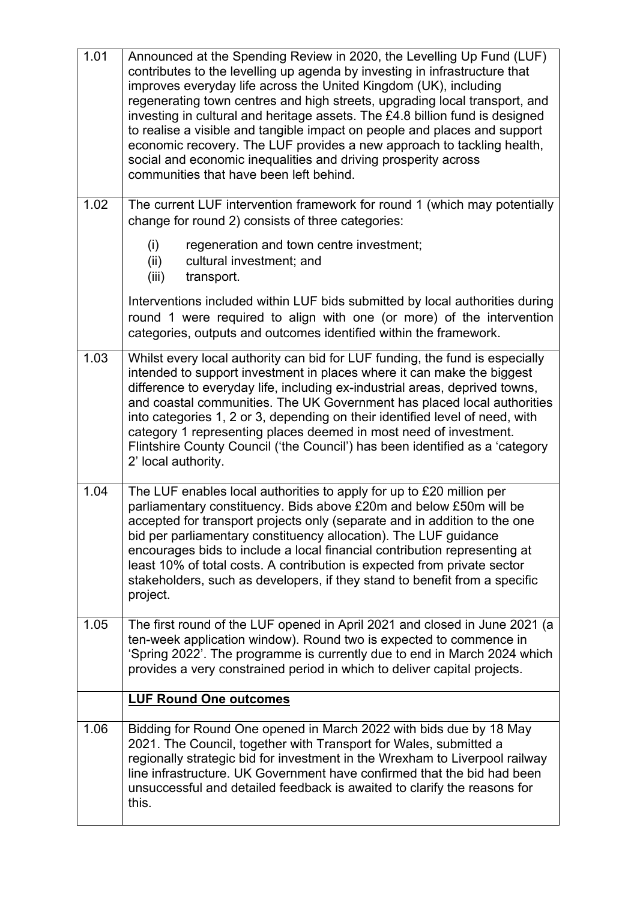| | |
|---|---|
| 1.01 | Announced at the Spending Review in 2020, the Levelling Up Fund (LUF) contributes to the levelling up agenda by investing in infrastructure that improves everyday life across the United Kingdom (UK), including regenerating town centres and high streets, upgrading local transport, and investing in cultural and heritage assets. The £4.8 billion fund is designed to realise a visible and tangible impact on people and places and support economic recovery. The LUF provides a new approach to tackling health, social and economic inequalities and driving prosperity across communities that have been left behind. |
| 1.02 | The current LUF intervention framework for round 1 (which may potentially change for round 2) consists of three categories:<br><br>(i) regeneration and town centre investment;<br>(ii) cultural investment; and<br>(iii) transport.<br><br>Interventions included within LUF bids submitted by local authorities during round 1 were required to align with one (or more) of the intervention categories, outputs and outcomes identified within the framework. |
| 1.03 | Whilst every local authority can bid for LUF funding, the fund is especially intended to support investment in places where it can make the biggest difference to everyday life, including ex-industrial areas, deprived towns, and coastal communities. The UK Government has placed local authorities into categories 1, 2 or 3, depending on their identified level of need, with category 1 representing places deemed in most need of investment. Flintshire County Council ('the Council') has been identified as a 'category 2' local authority. |
| 1.04 | The LUF enables local authorities to apply for up to £20 million per parliamentary constituency. Bids above £20m and below £50m will be accepted for transport projects only (separate and in addition to the one bid per parliamentary constituency allocation). The LUF guidance encourages bids to include a local financial contribution representing at least 10% of total costs. A contribution is expected from private sector stakeholders, such as developers, if they stand to benefit from a specific project. |
| 1.05 | The first round of the LUF opened in April 2021 and closed in June 2021 (a ten-week application window). Round two is expected to commence in 'Spring 2022'. The programme is currently due to end in March 2024 which provides a very constrained period in which to deliver capital projects. |
| | **LUF Round One outcomes** |
| 1.06 | Bidding for Round One opened in March 2022 with bids due by 18 May 2021. The Council, together with Transport for Wales, submitted a regionally strategic bid for investment in the Wrexham to Liverpool railway line infrastructure. UK Government have confirmed that the bid had been unsuccessful and detailed feedback is awaited to clarify the reasons for this. |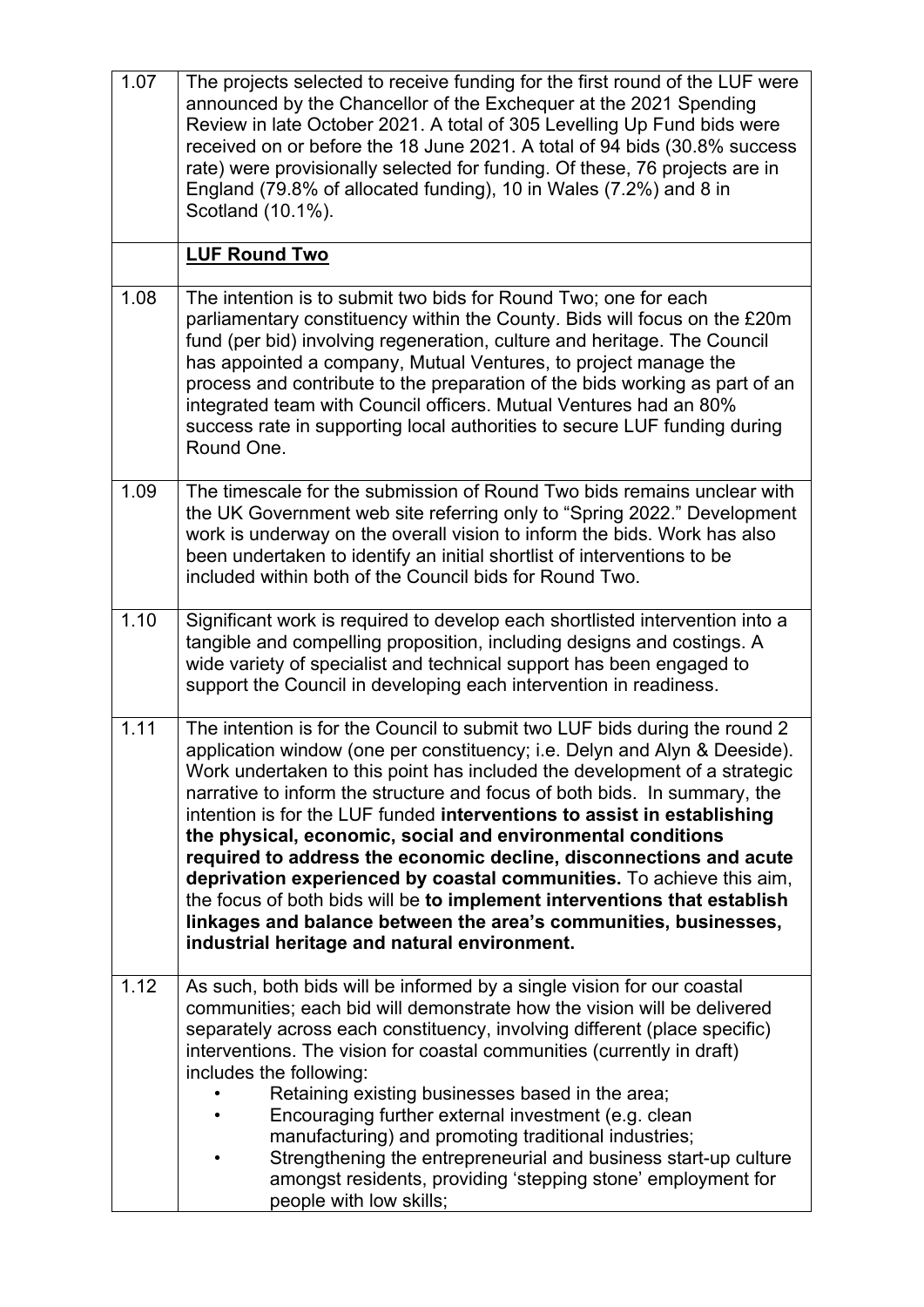| | |
|---|---|
| 1.07 | The projects selected to receive funding for the first round of the LUF were announced by the Chancellor of the Exchequer at the 2021 Spending Review in late October 2021. A total of 305 Levelling Up Fund bids were received on or before the 18 June 2021. A total of 94 bids (30.8% success rate) were provisionally selected for funding. Of these, 76 projects are in England (79.8% of allocated funding), 10 in Wales (7.2%) and 8 in Scotland (10.1%). |
| | **LUF Round Two** |
| 1.08 | The intention is to submit two bids for Round Two; one for each parliamentary constituency within the County. Bids will focus on the £20m fund (per bid) involving regeneration, culture and heritage. The Council has appointed a company, Mutual Ventures, to project manage the process and contribute to the preparation of the bids working as part of an integrated team with Council officers. Mutual Ventures had an 80% success rate in supporting local authorities to secure LUF funding during Round One. |
| 1.09 | The timescale for the submission of Round Two bids remains unclear with the UK Government web site referring only to "Spring 2022." Development work is underway on the overall vision to inform the bids. Work has also been undertaken to identify an initial shortlist of interventions to be included within both of the Council bids for Round Two. |
| 1.10 | Significant work is required to develop each shortlisted intervention into a tangible and compelling proposition, including designs and costings. A wide variety of specialist and technical support has been engaged to support the Council in developing each intervention in readiness. |
| 1.11 | The intention is for the Council to submit two LUF bids during the round 2 application window (one per constituency; i.e. Delyn and Alyn & Deeside). Work undertaken to this point has included the development of a strategic narrative to inform the structure and focus of both bids. In summary, the intention is for the LUF funded **interventions to assist in establishing the physical, economic, social and environmental conditions required to address the economic decline, disconnections and acute deprivation experienced by coastal communities.** To achieve this aim, the focus of both bids will be **to implement interventions that establish linkages and balance between the area's communities, businesses, industrial heritage and natural environment.** |
| 1.12 | As such, both bids will be informed by a single vision for our coastal communities; each bid will demonstrate how the vision will be delivered separately across each constituency, involving different (place specific) interventions. The vision for coastal communities (currently in draft) includes the following: <br>• Retaining existing businesses based in the area; <br>• Encouraging further external investment (e.g. clean manufacturing) and promoting traditional industries; <br>• Strengthening the entrepreneurial and business start-up culture amongst residents, providing 'stepping stone' employment for people with low skills; |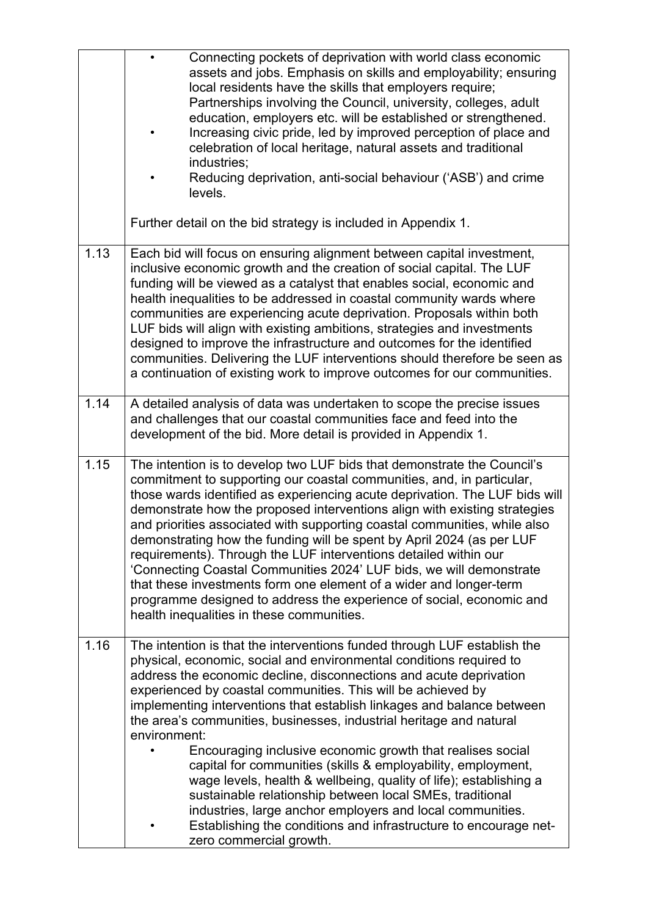| | |
|---|---|
| | • Connecting pockets of deprivation with world class economic assets and jobs. Emphasis on skills and employability; ensuring local residents have the skills that employers require; Partnerships involving the Council, university, colleges, adult education, employers etc. will be established or strengthened.<br>• Increasing civic pride, led by improved perception of place and celebration of local heritage, natural assets and traditional industries;<br>• Reducing deprivation, anti-social behaviour ('ASB') and crime levels.<br><br>Further detail on the bid strategy is included in Appendix 1. |
| 1.13 | Each bid will focus on ensuring alignment between capital investment, inclusive economic growth and the creation of social capital. The LUF funding will be viewed as a catalyst that enables social, economic and health inequalities to be addressed in coastal community wards where communities are experiencing acute deprivation. Proposals within both LUF bids will align with existing ambitions, strategies and investments designed to improve the infrastructure and outcomes for the identified communities. Delivering the LUF interventions should therefore be seen as a continuation of existing work to improve outcomes for our communities. |
| 1.14 | A detailed analysis of data was undertaken to scope the precise issues and challenges that our coastal communities face and feed into the development of the bid. More detail is provided in Appendix 1. |
| 1.15 | The intention is to develop two LUF bids that demonstrate the Council's commitment to supporting our coastal communities, and, in particular, those wards identified as experiencing acute deprivation. The LUF bids will demonstrate how the proposed interventions align with existing strategies and priorities associated with supporting coastal communities, while also demonstrating how the funding will be spent by April 2024 (as per LUF requirements). Through the LUF interventions detailed within our 'Connecting Coastal Communities 2024' LUF bids, we will demonstrate that these investments form one element of a wider and longer-term programme designed to address the experience of social, economic and health inequalities in these communities. |
| 1.16 | The intention is that the interventions funded through LUF establish the physical, economic, social and environmental conditions required to address the economic decline, disconnections and acute deprivation experienced by coastal communities. This will be achieved by implementing interventions that establish linkages and balance between the area's communities, businesses, industrial heritage and natural environment:<br>• Encouraging inclusive economic growth that realises social capital for communities (skills & employability, employment, wage levels, health & wellbeing, quality of life); establishing a sustainable relationship between local SMEs, traditional industries, large anchor employers and local communities.<br>• Establishing the conditions and infrastructure to encourage net-zero commercial growth. |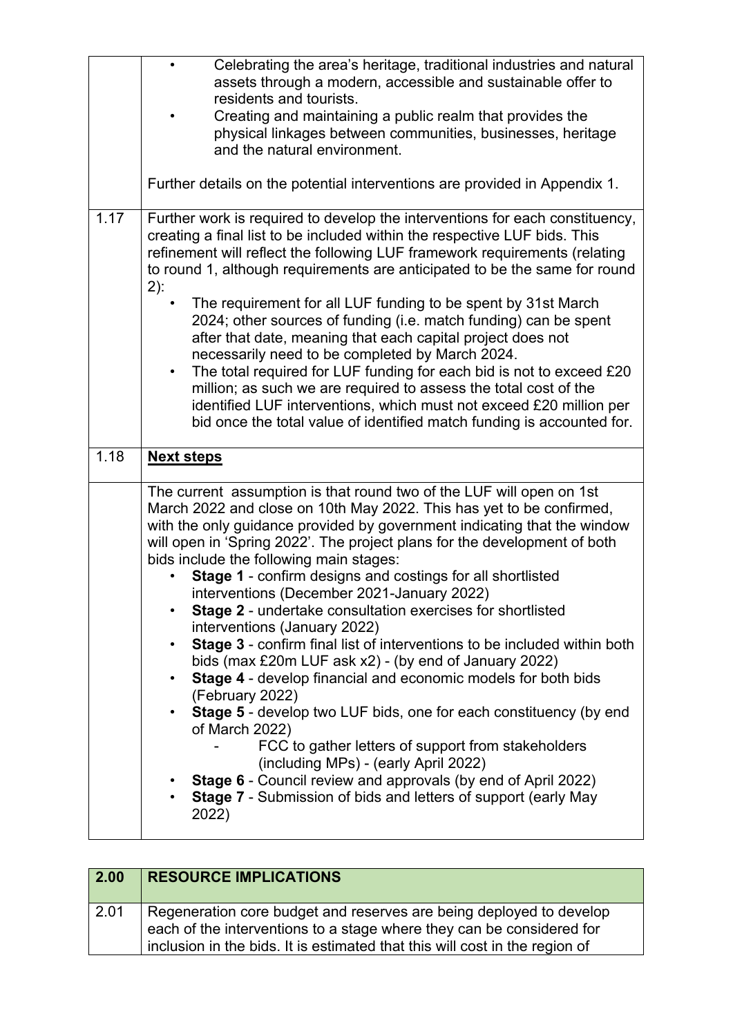| | |
|---|---|
| | • Celebrating the area's heritage, traditional industries and natural assets through a modern, accessible and sustainable offer to residents and tourists.<br>• Creating and maintaining a public realm that provides the physical linkages between communities, businesses, heritage and the natural environment.<br><br>Further details on the potential interventions are provided in Appendix 1. |
| 1.17 | Further work is required to develop the interventions for each constituency, creating a final list to be included within the respective LUF bids. This refinement will reflect the following LUF framework requirements (relating to round 1, although requirements are anticipated to be the same for round 2):<br>• The requirement for all LUF funding to be spent by 31st March 2024; other sources of funding (i.e. match funding) can be spent after that date, meaning that each capital project does not necessarily need to be completed by March 2024.<br>• The total required for LUF funding for each bid is not to exceed £20 million; as such we are required to assess the total cost of the identified LUF interventions, which must not exceed £20 million per bid once the total value of identified match funding is accounted for. |
| 1.18 | **Next steps** |
| | The current assumption is that round two of the LUF will open on 1st March 2022 and close on 10th May 2022. This has yet to be confirmed, with the only guidance provided by government indicating that the window will open in 'Spring 2022'. The project plans for the development of both bids include the following main stages:<br>• **Stage 1** - confirm designs and costings for all shortlisted interventions (December 2021-January 2022)<br>• **Stage 2** - undertake consultation exercises for shortlisted interventions (January 2022)<br>• **Stage 3** - confirm final list of interventions to be included within both bids (max £20m LUF ask x2) - (by end of January 2022)<br>• **Stage 4** - develop financial and economic models for both bids (February 2022)<br>• **Stage 5** - develop two LUF bids, one for each constituency (by end of March 2022)<br>  - FCC to gather letters of support from stakeholders (including MPs) - (early April 2022)<br>• **Stage 6** - Council review and approvals (by end of April 2022)<br>• **Stage 7** - Submission of bids and letters of support (early May 2022) |

| 2.00 | RESOURCE IMPLICATIONS |
|---|---|
| 2.01 | Regeneration core budget and reserves are being deployed to develop each of the interventions to a stage where they can be considered for inclusion in the bids. It is estimated that this will cost in the region of |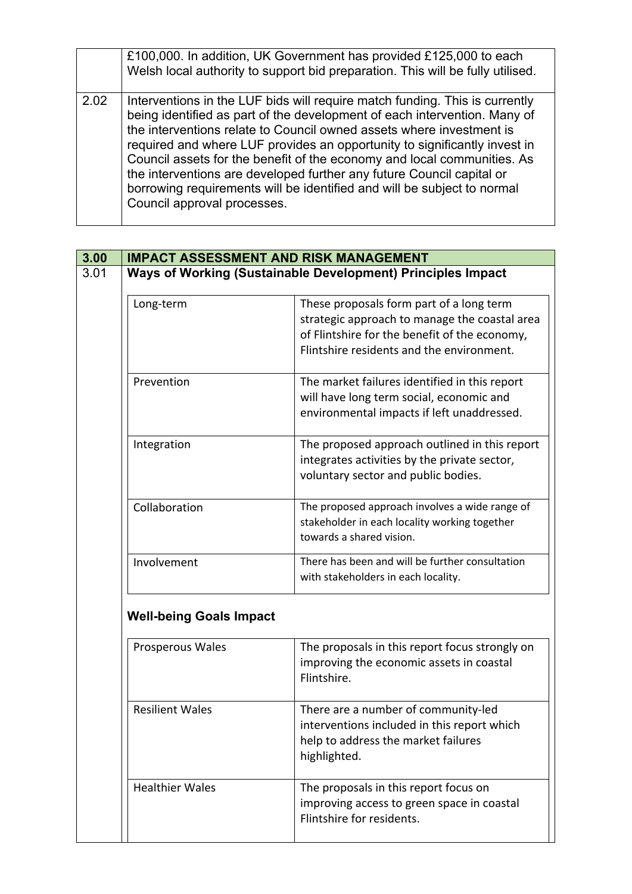| | |
|---|---|
| | £100,000. In addition, UK Government has provided £125,000 to each Welsh local authority to support bid preparation. This will be fully utilised. |
| 2.02 | Interventions in the LUF bids will require match funding. This is currently being identified as part of the development of each intervention. Many of the interventions relate to Council owned assets where investment is required and where LUF provides an opportunity to significantly invest in Council assets for the benefit of the economy and local communities. As the interventions are developed further any future Council capital or borrowing requirements will be identified and will be subject to normal Council approval processes. |

| 3.00 | IMPACT ASSESSMENT AND RISK MANAGEMENT |
|---|---|
| 3.01 | **Ways of Working (Sustainable Development) Principles Impact** |

| | |
|---|---|
| Long-term | These proposals form part of a long term strategic approach to manage the coastal area of Flintshire for the benefit of the economy, Flintshire residents and the environment. |
| Prevention | The market failures identified in this report will have long term social, economic and environmental impacts if left unaddressed. |
| Integration | The proposed approach outlined in this report integrates activities by the private sector, voluntary sector and public bodies. |
| Collaboration | The proposed approach involves a wide range of stakeholder in each locality working together towards a shared vision. |
| Involvement | There has been and will be further consultation with stakeholders in each locality. |

**Well-being Goals Impact**

| | |
|---|---|
| Prosperous Wales | The proposals in this report focus strongly on improving the economic assets in coastal Flintshire. |
| Resilient Wales | There are a number of community-led interventions included in this report which help to address the market failures highlighted. |
| Healthier Wales | The proposals in this report focus on improving access to green space in coastal Flintshire for residents. |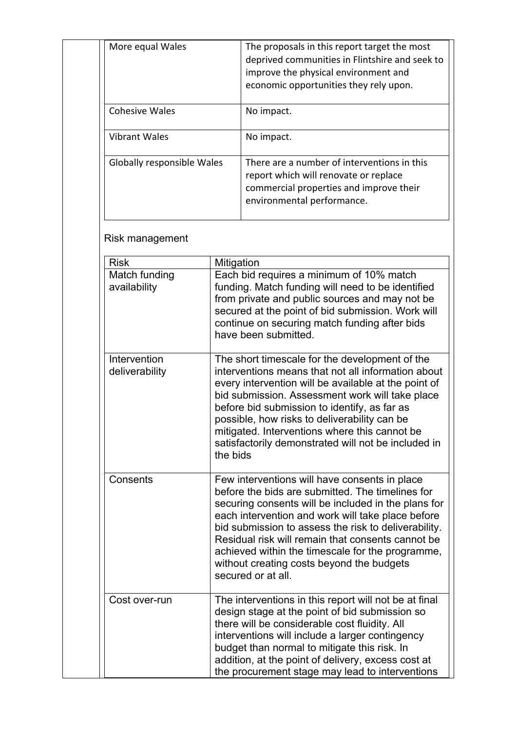| | |
|---|---|
| More equal Wales | The proposals in this report target the most deprived communities in Flintshire and seek to improve the physical environment and economic opportunities they rely upon. |
| Cohesive Wales | No impact. |
| Vibrant Wales | No impact. |
| Globally responsible Wales | There are a number of interventions in this report which will renovate or replace commercial properties and improve their environmental performance. |

Risk management

| Risk | Mitigation |
|---|---|
| Match funding availability | Each bid requires a minimum of 10% match funding. Match funding will need to be identified from private and public sources and may not be secured at the point of bid submission. Work will continue on securing match funding after bids have been submitted. |
| Intervention deliverability | The short timescale for the development of the interventions means that not all information about every intervention will be available at the point of bid submission. Assessment work will take place before bid submission to identify, as far as possible, how risks to deliverability can be mitigated. Interventions where this cannot be satisfactorily demonstrated will not be included in the bids |
| Consents | Few interventions will have consents in place before the bids are submitted. The timelines for securing consents will be included in the plans for each intervention and work will take place before bid submission to assess the risk to deliverability. Residual risk will remain that consents cannot be achieved within the timescale for the programme, without creating costs beyond the budgets secured or at all. |
| Cost over-run | The interventions in this report will not be at final design stage at the point of bid submission so there will be considerable cost fluidity. All interventions will include a larger contingency budget than normal to mitigate this risk. In addition, at the point of delivery, excess cost at the procurement stage may lead to interventions |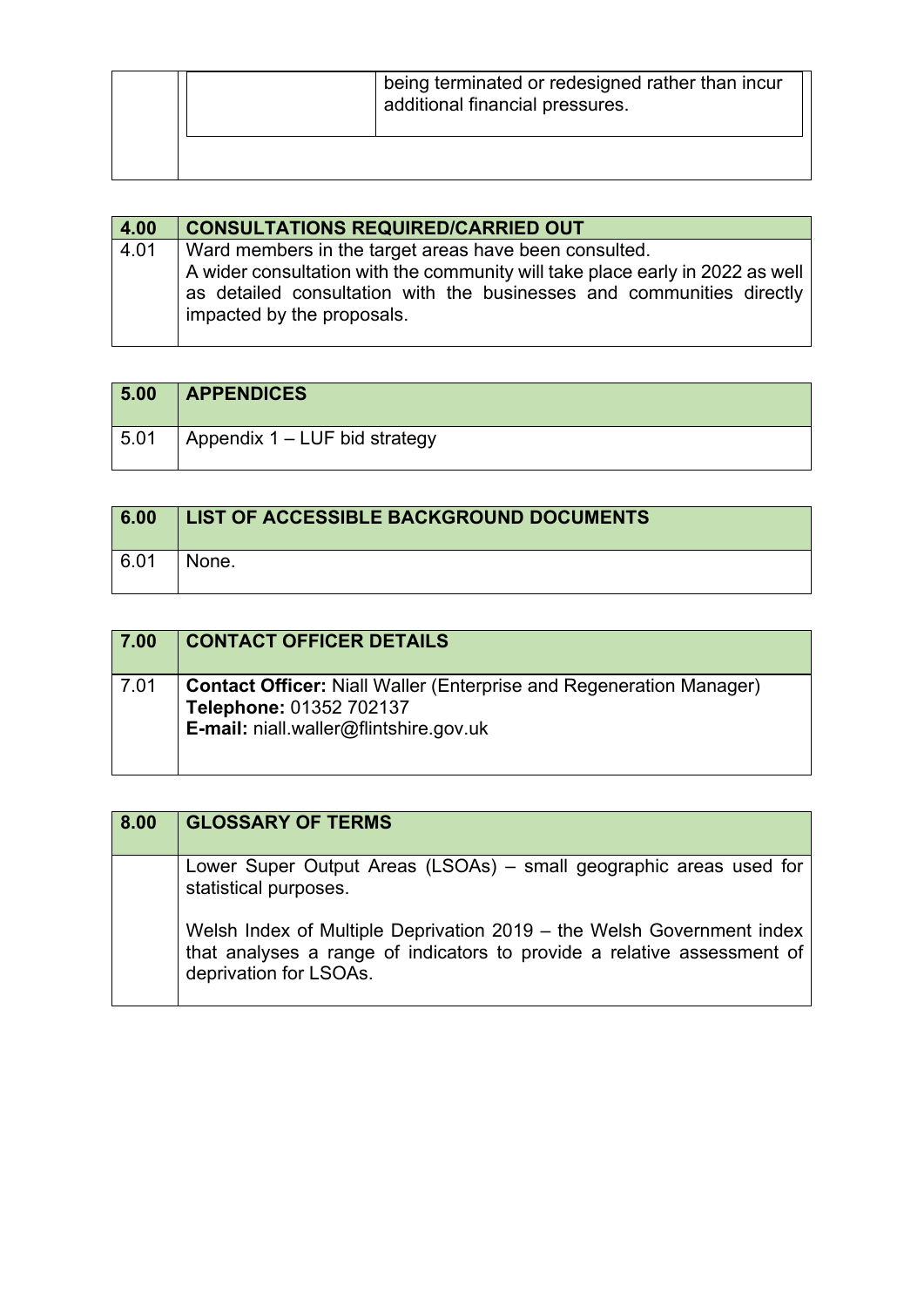| | | |
|---|---|---|
| | | being terminated or redesigned rather than incur additional financial pressures. |

| 4.00 | CONSULTATIONS REQUIRED/CARRIED OUT |
|---|---|
| 4.01 | Ward members in the target areas have been consulted. A wider consultation with the community will take place early in 2022 as well as detailed consultation with the businesses and communities directly impacted by the proposals. |

| 5.00 | APPENDICES |
|---|---|
| 5.01 | Appendix 1 – LUF bid strategy |

| 6.00 | LIST OF ACCESSIBLE BACKGROUND DOCUMENTS |
|---|---|
| 6.01 | None. |

| 7.00 | CONTACT OFFICER DETAILS |
|---|---|
| 7.01 | **Contact Officer:** Niall Waller (Enterprise and Regeneration Manager) **Telephone:** 01352 702137 **E-mail:** niall.waller@flintshire.gov.uk |

| 8.00 | GLOSSARY OF TERMS |
|---|---|
| | Lower Super Output Areas (LSOAs) – small geographic areas used for statistical purposes. Welsh Index of Multiple Deprivation 2019 – the Welsh Government index that analyses a range of indicators to provide a relative assessment of deprivation for LSOAs. |